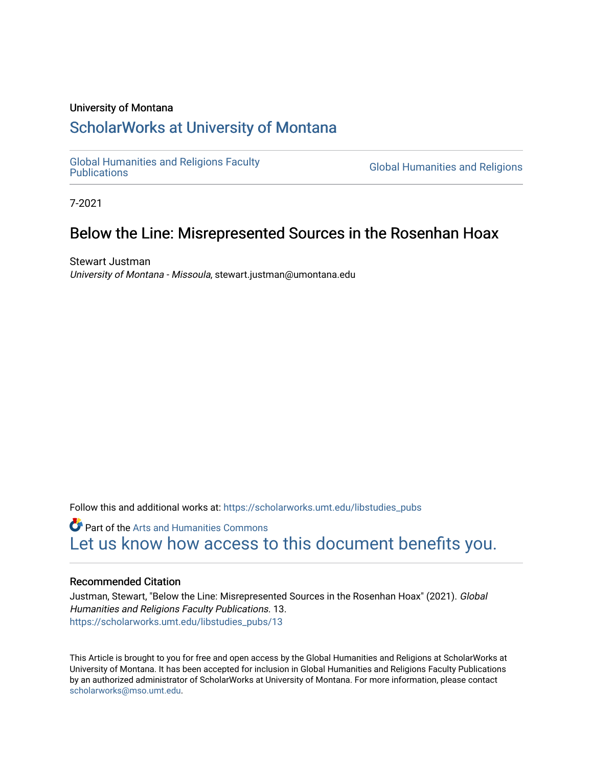University of Montana

# ScholarWorks at University of Montana

Global Humanities and Religions Faculty Publications

Global Humanities and Religions

7-2021

## Below the Line: Misrepresented Sources in the Rosenhan Hoax

Stewart Justman
*University of Montana - Missoula*, stewart.justman@umontana.edu

Follow this and additional works at: https://scholarworks.umt.edu/libstudies_pubs

Part of the Arts and Humanities Commons

Let us know how access to this document benefits you.

### Recommended Citation

Justman, Stewart, "Below the Line: Misrepresented Sources in the Rosenhan Hoax" (2021). *Global Humanities and Religions Faculty Publications*. 13.
https://scholarworks.umt.edu/libstudies_pubs/13

This Article is brought to you for free and open access by the Global Humanities and Religions at ScholarWorks at University of Montana. It has been accepted for inclusion in Global Humanities and Religions Faculty Publications by an authorized administrator of ScholarWorks at University of Montana. For more information, please contact scholarworks@mso.umt.edu.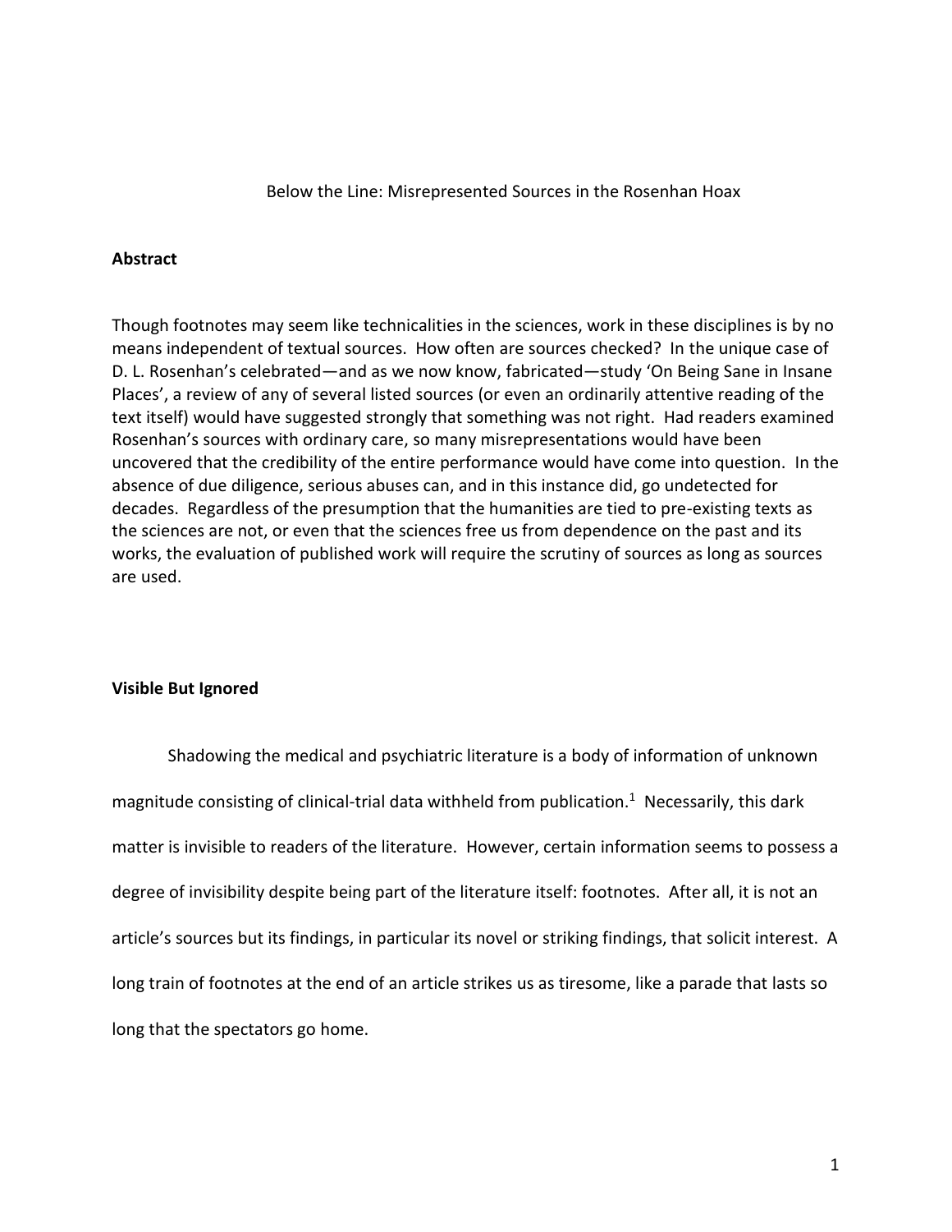Below the Line: Misrepresented Sources in the Rosenhan Hoax

## Abstract

Though footnotes may seem like technicalities in the sciences, work in these disciplines is by no means independent of textual sources. How often are sources checked? In the unique case of D. L. Rosenhan's celebrated—and as we now know, fabricated—study 'On Being Sane in Insane Places', a review of any of several listed sources (or even an ordinarily attentive reading of the text itself) would have suggested strongly that something was not right. Had readers examined Rosenhan's sources with ordinary care, so many misrepresentations would have been uncovered that the credibility of the entire performance would have come into question. In the absence of due diligence, serious abuses can, and in this instance did, go undetected for decades. Regardless of the presumption that the humanities are tied to pre-existing texts as the sciences are not, or even that the sciences free us from dependence on the past and its works, the evaluation of published work will require the scrutiny of sources as long as sources are used.

## Visible But Ignored

Shadowing the medical and psychiatric literature is a body of information of unknown magnitude consisting of clinical-trial data withheld from publication.[1] Necessarily, this dark matter is invisible to readers of the literature. However, certain information seems to possess a degree of invisibility despite being part of the literature itself: footnotes. After all, it is not an article's sources but its findings, in particular its novel or striking findings, that solicit interest. A long train of footnotes at the end of an article strikes us as tiresome, like a parade that lasts so long that the spectators go home.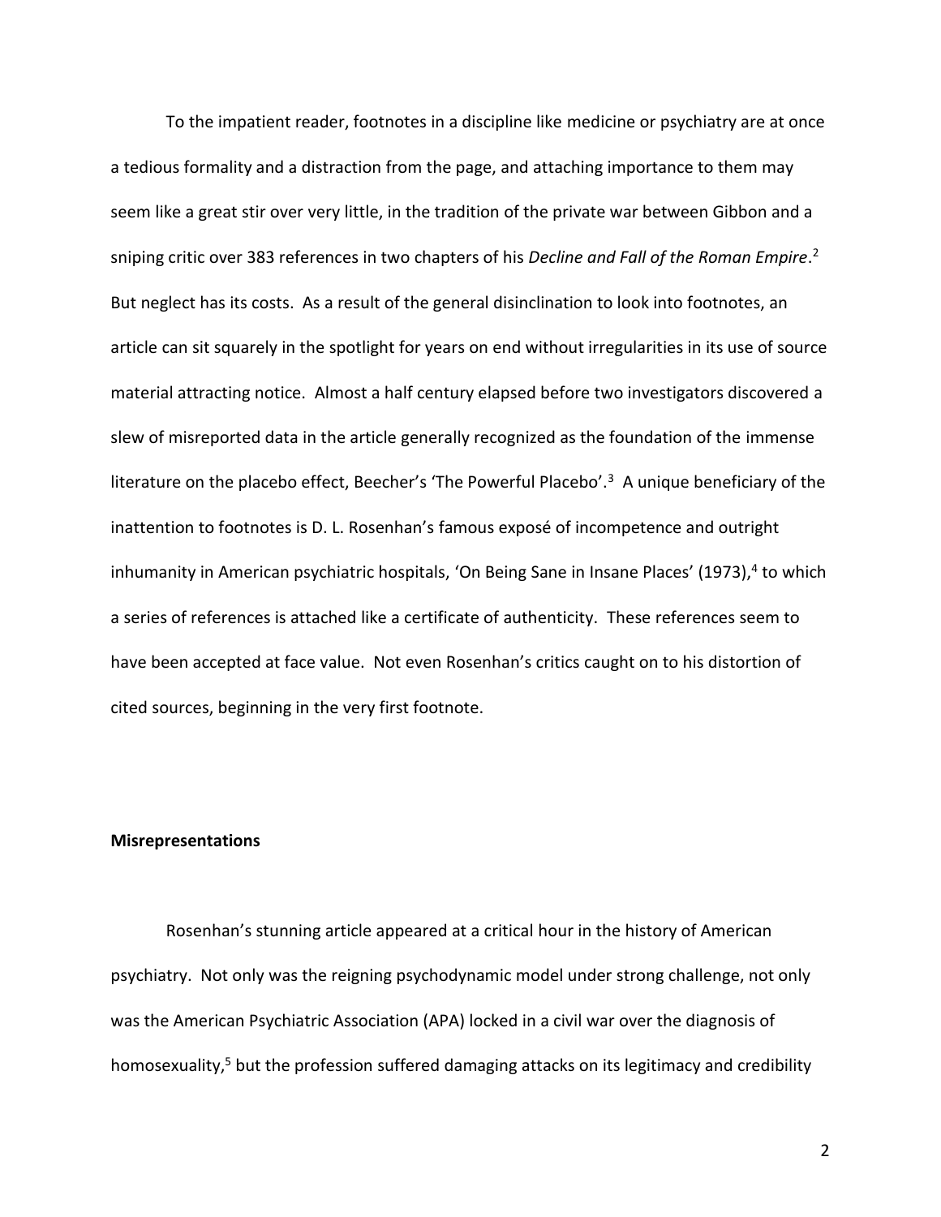To the impatient reader, footnotes in a discipline like medicine or psychiatry are at once a tedious formality and a distraction from the page, and attaching importance to them may seem like a great stir over very little, in the tradition of the private war between Gibbon and a sniping critic over 383 references in two chapters of his *Decline and Fall of the Roman Empire*.[2] But neglect has its costs. As a result of the general disinclination to look into footnotes, an article can sit squarely in the spotlight for years on end without irregularities in its use of source material attracting notice. Almost a half century elapsed before two investigators discovered a slew of misreported data in the article generally recognized as the foundation of the immense literature on the placebo effect, Beecher's 'The Powerful Placebo'.[3] A unique beneficiary of the inattention to footnotes is D. L. Rosenhan's famous exposé of incompetence and outright inhumanity in American psychiatric hospitals, 'On Being Sane in Insane Places' (1973),[4] to which a series of references is attached like a certificate of authenticity. These references seem to have been accepted at face value. Not even Rosenhan's critics caught on to his distortion of cited sources, beginning in the very first footnote.

**Misrepresentations**

Rosenhan's stunning article appeared at a critical hour in the history of American psychiatry. Not only was the reigning psychodynamic model under strong challenge, not only was the American Psychiatric Association (APA) locked in a civil war over the diagnosis of homosexuality,[5] but the profession suffered damaging attacks on its legitimacy and credibility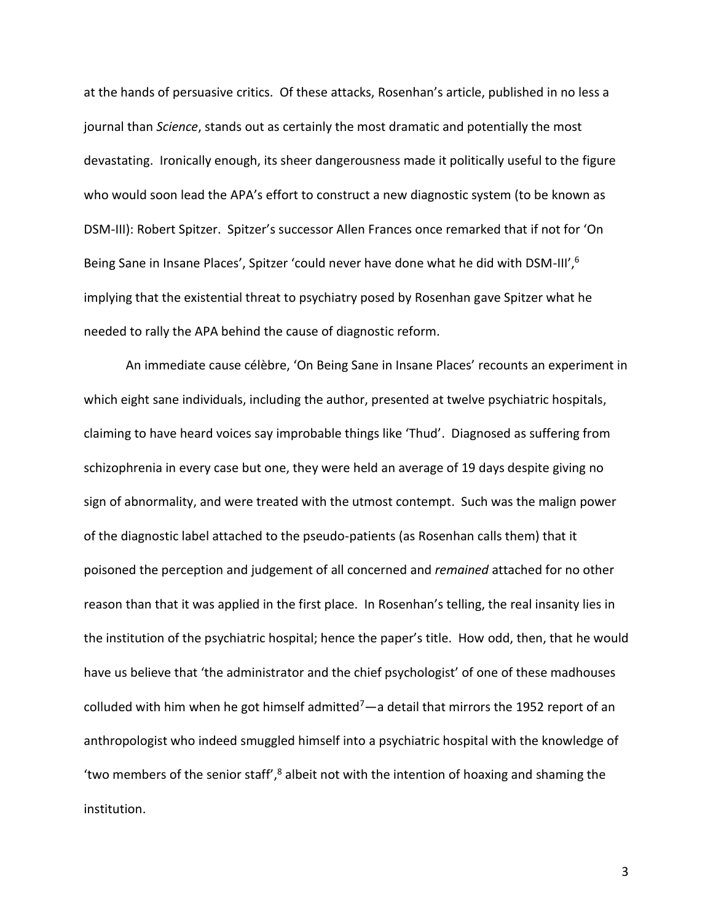at the hands of persuasive critics. Of these attacks, Rosenhan's article, published in no less a journal than *Science*, stands out as certainly the most dramatic and potentially the most devastating. Ironically enough, its sheer dangerousness made it politically useful to the figure who would soon lead the APA's effort to construct a new diagnostic system (to be known as DSM-III): Robert Spitzer. Spitzer's successor Allen Frances once remarked that if not for 'On Being Sane in Insane Places', Spitzer 'could never have done what he did with DSM-III',[6] implying that the existential threat to psychiatry posed by Rosenhan gave Spitzer what he needed to rally the APA behind the cause of diagnostic reform.

An immediate cause célèbre, 'On Being Sane in Insane Places' recounts an experiment in which eight sane individuals, including the author, presented at twelve psychiatric hospitals, claiming to have heard voices say improbable things like 'Thud'. Diagnosed as suffering from schizophrenia in every case but one, they were held an average of 19 days despite giving no sign of abnormality, and were treated with the utmost contempt. Such was the malign power of the diagnostic label attached to the pseudo-patients (as Rosenhan calls them) that it poisoned the perception and judgement of all concerned and *remained* attached for no other reason than that it was applied in the first place. In Rosenhan's telling, the real insanity lies in the institution of the psychiatric hospital; hence the paper's title. How odd, then, that he would have us believe that 'the administrator and the chief psychologist' of one of these madhouses colluded with him when he got himself admitted[7]—a detail that mirrors the 1952 report of an anthropologist who indeed smuggled himself into a psychiatric hospital with the knowledge of 'two members of the senior staff',[8] albeit not with the intention of hoaxing and shaming the institution.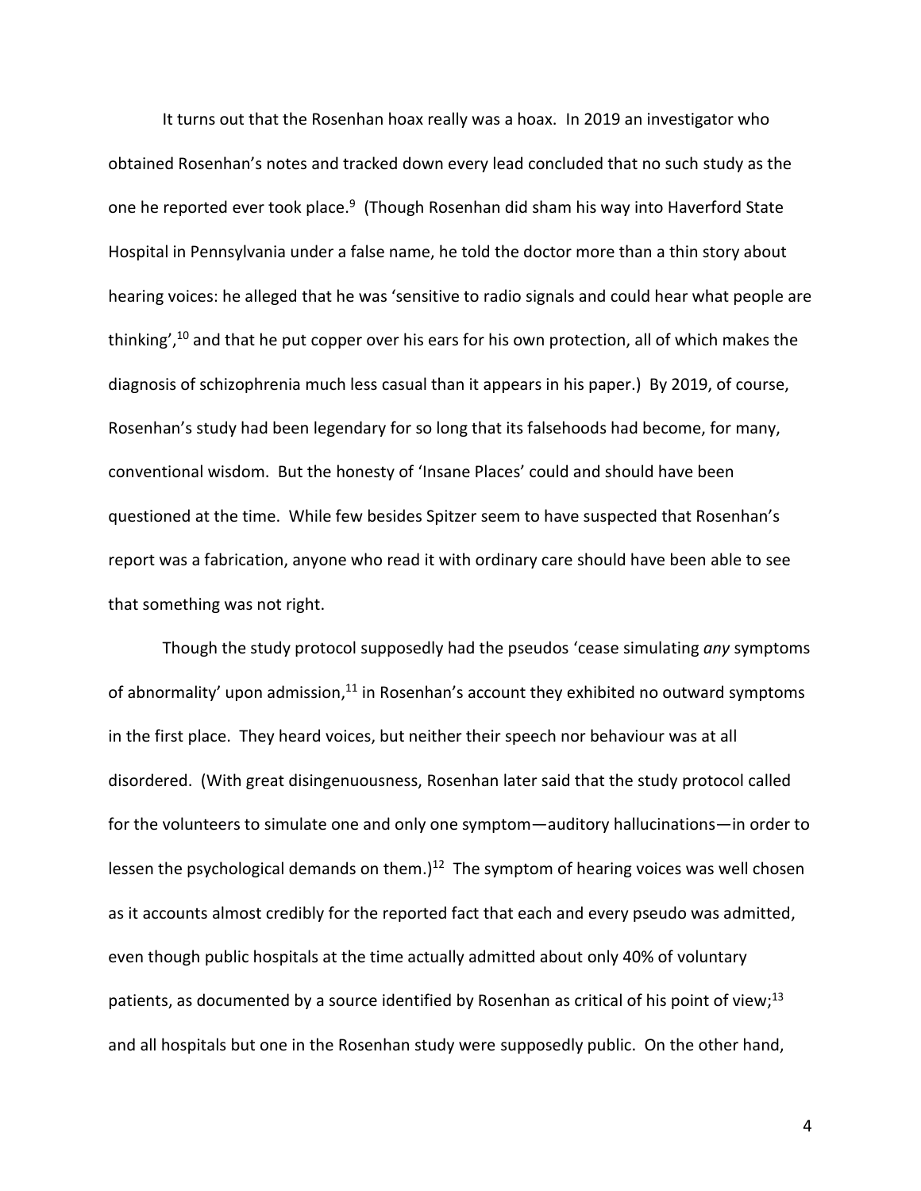It turns out that the Rosenhan hoax really was a hoax. In 2019 an investigator who obtained Rosenhan's notes and tracked down every lead concluded that no such study as the one he reported ever took place.[9] (Though Rosenhan did sham his way into Haverford State Hospital in Pennsylvania under a false name, he told the doctor more than a thin story about hearing voices: he alleged that he was 'sensitive to radio signals and could hear what people are thinking',[10] and that he put copper over his ears for his own protection, all of which makes the diagnosis of schizophrenia much less casual than it appears in his paper.) By 2019, of course, Rosenhan's study had been legendary for so long that its falsehoods had become, for many, conventional wisdom. But the honesty of 'Insane Places' could and should have been questioned at the time. While few besides Spitzer seem to have suspected that Rosenhan's report was a fabrication, anyone who read it with ordinary care should have been able to see that something was not right.

Though the study protocol supposedly had the pseudos 'cease simulating *any* symptoms of abnormality' upon admission,[11] in Rosenhan's account they exhibited no outward symptoms in the first place. They heard voices, but neither their speech nor behaviour was at all disordered. (With great disingenuousness, Rosenhan later said that the study protocol called for the volunteers to simulate one and only one symptom—auditory hallucinations—in order to lessen the psychological demands on them.)[12] The symptom of hearing voices was well chosen as it accounts almost credibly for the reported fact that each and every pseudo was admitted, even though public hospitals at the time actually admitted about only 40% of voluntary patients, as documented by a source identified by Rosenhan as critical of his point of view;[13] and all hospitals but one in the Rosenhan study were supposedly public. On the other hand,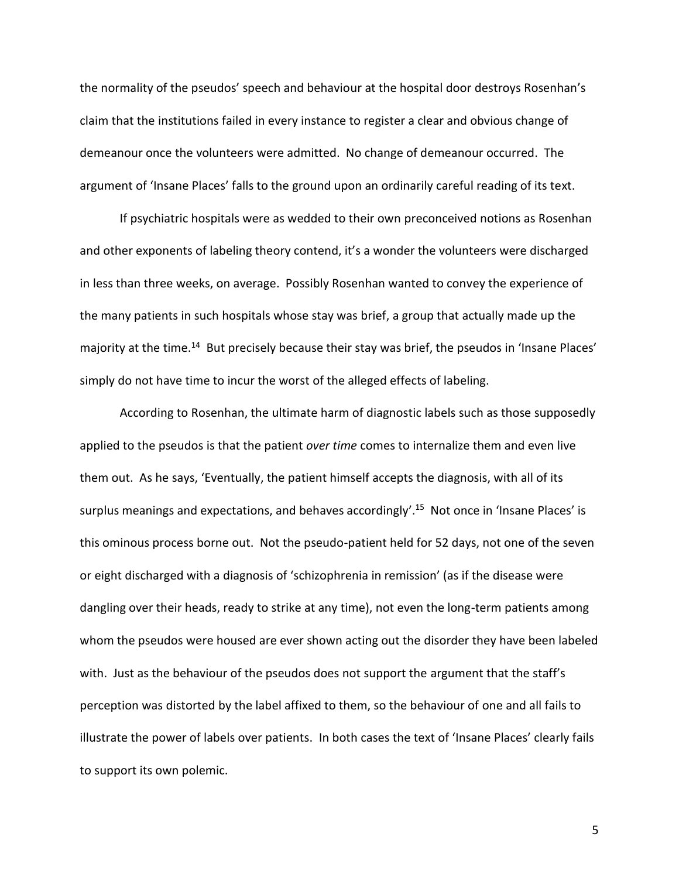the normality of the pseudos' speech and behaviour at the hospital door destroys Rosenhan's claim that the institutions failed in every instance to register a clear and obvious change of demeanour once the volunteers were admitted. No change of demeanour occurred. The argument of 'Insane Places' falls to the ground upon an ordinarily careful reading of its text.

If psychiatric hospitals were as wedded to their own preconceived notions as Rosenhan and other exponents of labeling theory contend, it's a wonder the volunteers were discharged in less than three weeks, on average. Possibly Rosenhan wanted to convey the experience of the many patients in such hospitals whose stay was brief, a group that actually made up the majority at the time.[14] But precisely because their stay was brief, the pseudos in 'Insane Places' simply do not have time to incur the worst of the alleged effects of labeling.

According to Rosenhan, the ultimate harm of diagnostic labels such as those supposedly applied to the pseudos is that the patient *over time* comes to internalize them and even live them out. As he says, 'Eventually, the patient himself accepts the diagnosis, with all of its surplus meanings and expectations, and behaves accordingly'.[15] Not once in 'Insane Places' is this ominous process borne out. Not the pseudo-patient held for 52 days, not one of the seven or eight discharged with a diagnosis of 'schizophrenia in remission' (as if the disease were dangling over their heads, ready to strike at any time), not even the long-term patients among whom the pseudos were housed are ever shown acting out the disorder they have been labeled with. Just as the behaviour of the pseudos does not support the argument that the staff's perception was distorted by the label affixed to them, so the behaviour of one and all fails to illustrate the power of labels over patients. In both cases the text of 'Insane Places' clearly fails to support its own polemic.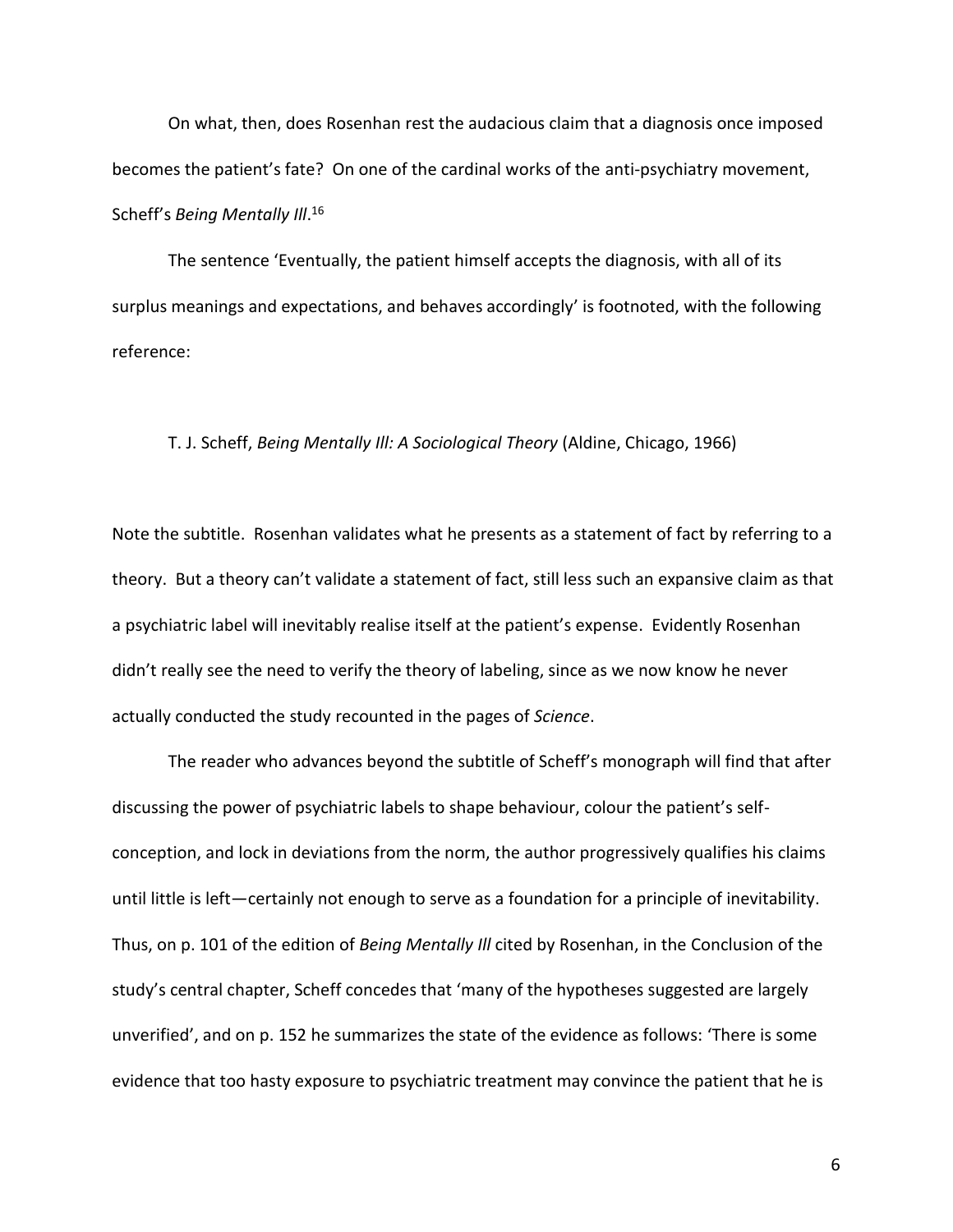On what, then, does Rosenhan rest the audacious claim that a diagnosis once imposed becomes the patient's fate? On one of the cardinal works of the anti-psychiatry movement, Scheff's *Being Mentally Ill*.[16]

The sentence 'Eventually, the patient himself accepts the diagnosis, with all of its surplus meanings and expectations, and behaves accordingly' is footnoted, with the following reference:

T. J. Scheff, *Being Mentally Ill: A Sociological Theory* (Aldine, Chicago, 1966)

Note the subtitle. Rosenhan validates what he presents as a statement of fact by referring to a theory. But a theory can't validate a statement of fact, still less such an expansive claim as that a psychiatric label will inevitably realise itself at the patient's expense. Evidently Rosenhan didn't really see the need to verify the theory of labeling, since as we now know he never actually conducted the study recounted in the pages of *Science*.

The reader who advances beyond the subtitle of Scheff's monograph will find that after discussing the power of psychiatric labels to shape behaviour, colour the patient's self-conception, and lock in deviations from the norm, the author progressively qualifies his claims until little is left—certainly not enough to serve as a foundation for a principle of inevitability. Thus, on p. 101 of the edition of *Being Mentally Ill* cited by Rosenhan, in the Conclusion of the study's central chapter, Scheff concedes that 'many of the hypotheses suggested are largely unverified', and on p. 152 he summarizes the state of the evidence as follows: 'There is some evidence that too hasty exposure to psychiatric treatment may convince the patient that he is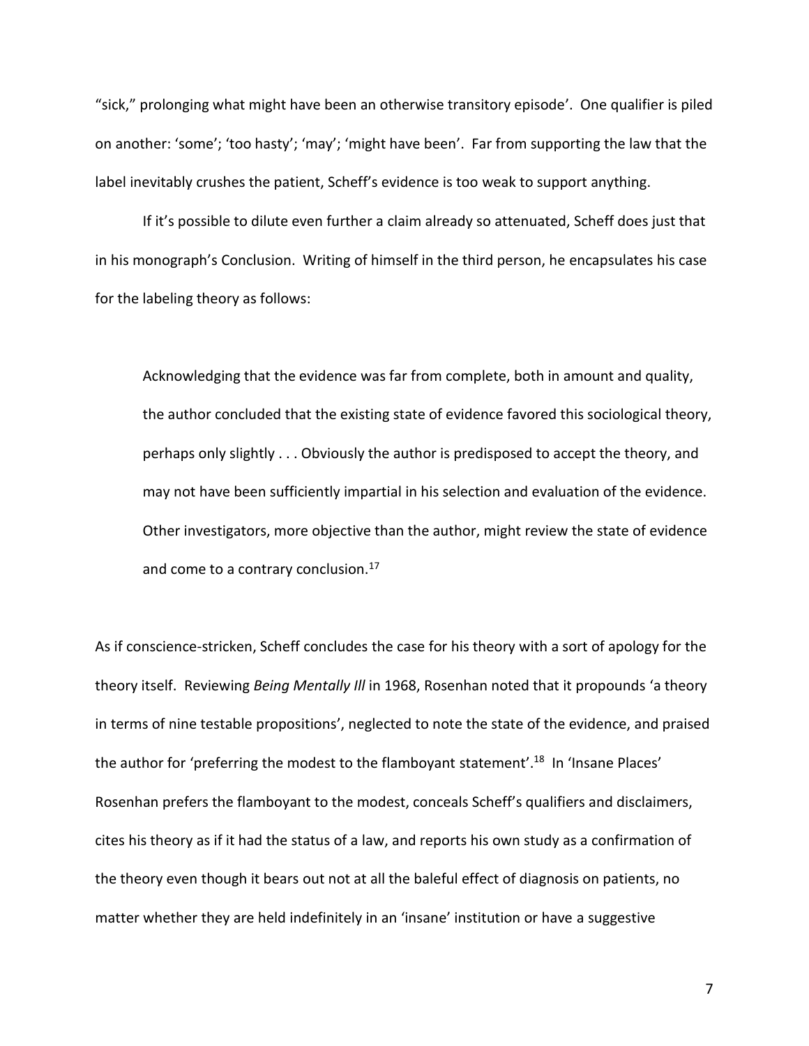"sick," prolonging what might have been an otherwise transitory episode'. One qualifier is piled on another: 'some'; 'too hasty'; 'may'; 'might have been'. Far from supporting the law that the label inevitably crushes the patient, Scheff's evidence is too weak to support anything.

If it's possible to dilute even further a claim already so attenuated, Scheff does just that in his monograph's Conclusion. Writing of himself in the third person, he encapsulates his case for the labeling theory as follows:

> Acknowledging that the evidence was far from complete, both in amount and quality, the author concluded that the existing state of evidence favored this sociological theory, perhaps only slightly . . . Obviously the author is predisposed to accept the theory, and may not have been sufficiently impartial in his selection and evaluation of the evidence. Other investigators, more objective than the author, might review the state of evidence and come to a contrary conclusion.[17]

As if conscience-stricken, Scheff concludes the case for his theory with a sort of apology for the theory itself. Reviewing *Being Mentally Ill* in 1968, Rosenhan noted that it propounds 'a theory in terms of nine testable propositions', neglected to note the state of the evidence, and praised the author for 'preferring the modest to the flamboyant statement'.[18] In 'Insane Places' Rosenhan prefers the flamboyant to the modest, conceals Scheff's qualifiers and disclaimers, cites his theory as if it had the status of a law, and reports his own study as a confirmation of the theory even though it bears out not at all the baleful effect of diagnosis on patients, no matter whether they are held indefinitely in an 'insane' institution or have a suggestive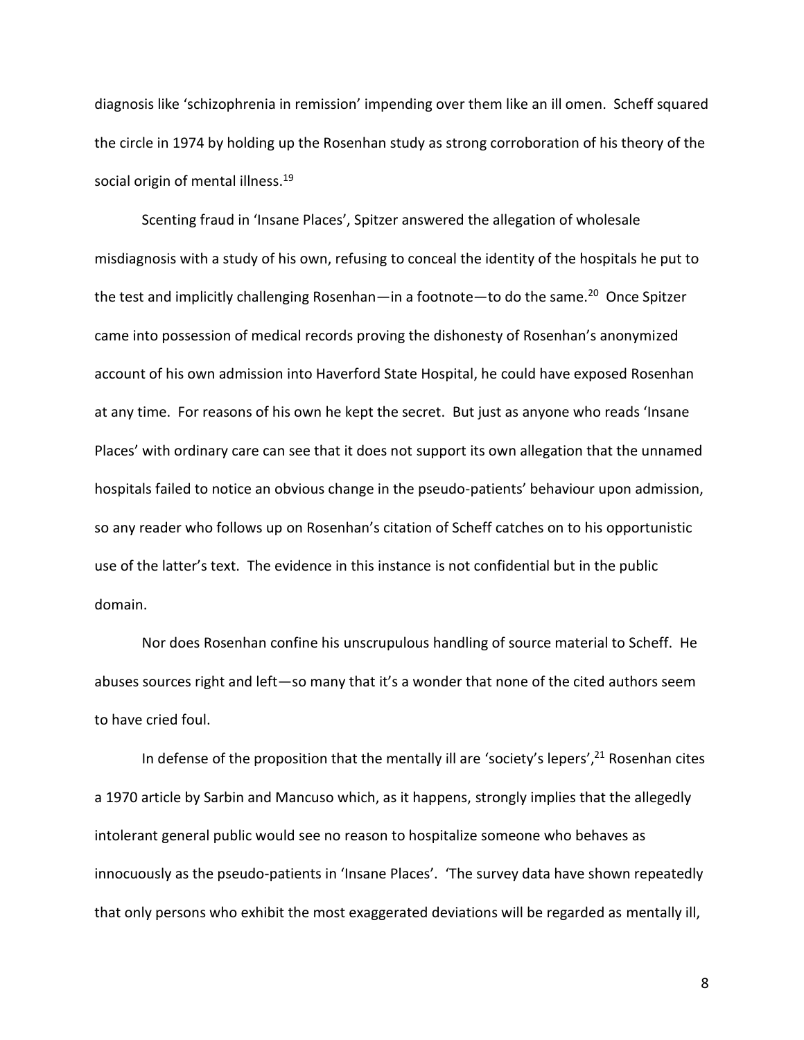diagnosis like 'schizophrenia in remission' impending over them like an ill omen. Scheff squared the circle in 1974 by holding up the Rosenhan study as strong corroboration of his theory of the social origin of mental illness.[19]

Scenting fraud in 'Insane Places', Spitzer answered the allegation of wholesale misdiagnosis with a study of his own, refusing to conceal the identity of the hospitals he put to the test and implicitly challenging Rosenhan—in a footnote—to do the same.[20] Once Spitzer came into possession of medical records proving the dishonesty of Rosenhan's anonymized account of his own admission into Haverford State Hospital, he could have exposed Rosenhan at any time. For reasons of his own he kept the secret. But just as anyone who reads 'Insane Places' with ordinary care can see that it does not support its own allegation that the unnamed hospitals failed to notice an obvious change in the pseudo-patients' behaviour upon admission, so any reader who follows up on Rosenhan's citation of Scheff catches on to his opportunistic use of the latter's text. The evidence in this instance is not confidential but in the public domain.

Nor does Rosenhan confine his unscrupulous handling of source material to Scheff. He abuses sources right and left—so many that it's a wonder that none of the cited authors seem to have cried foul.

In defense of the proposition that the mentally ill are 'society's lepers',[21] Rosenhan cites a 1970 article by Sarbin and Mancuso which, as it happens, strongly implies that the allegedly intolerant general public would see no reason to hospitalize someone who behaves as innocuously as the pseudo-patients in 'Insane Places'. 'The survey data have shown repeatedly that only persons who exhibit the most exaggerated deviations will be regarded as mentally ill,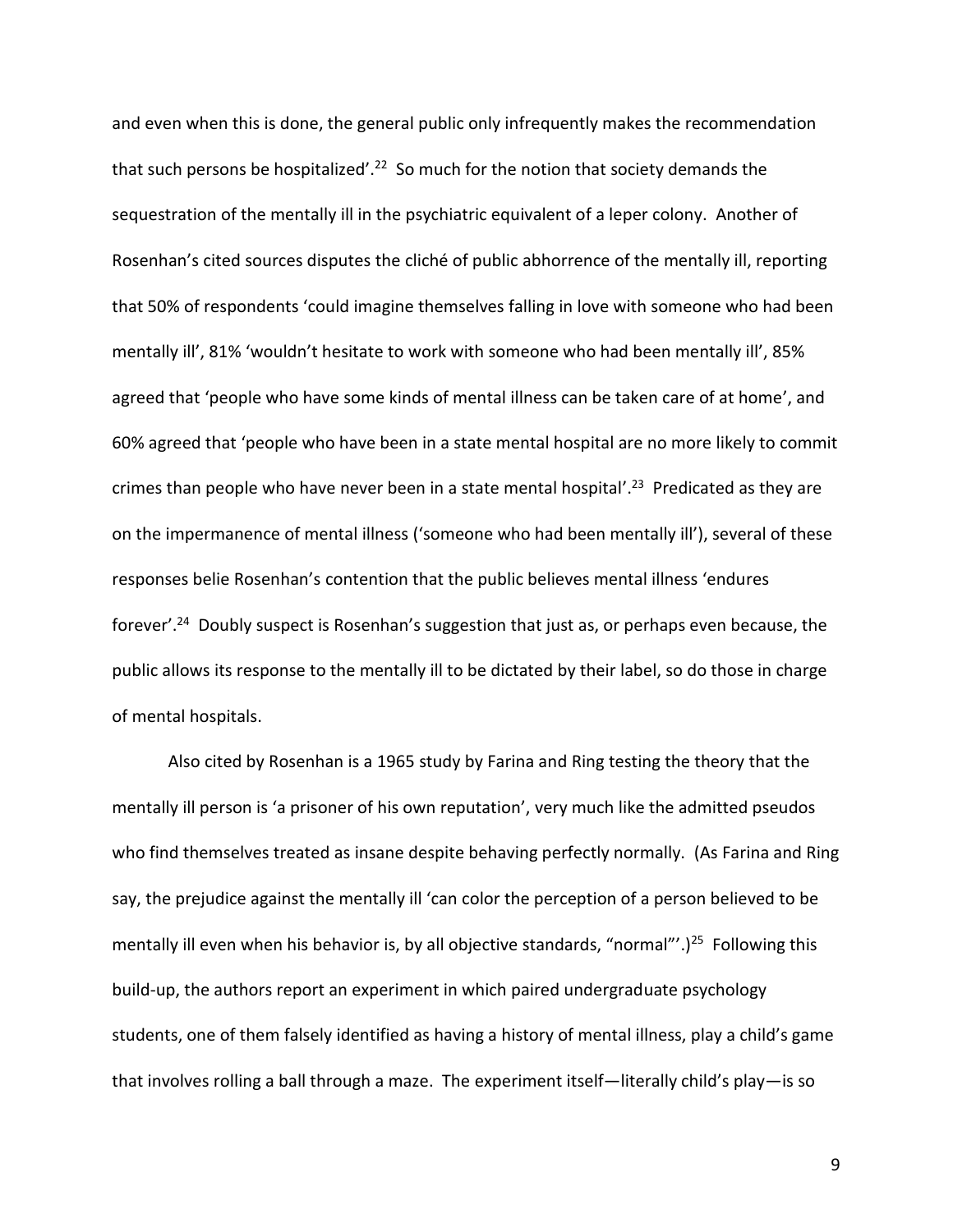and even when this is done, the general public only infrequently makes the recommendation that such persons be hospitalized'.[22] So much for the notion that society demands the sequestration of the mentally ill in the psychiatric equivalent of a leper colony. Another of Rosenhan's cited sources disputes the cliché of public abhorrence of the mentally ill, reporting that 50% of respondents 'could imagine themselves falling in love with someone who had been mentally ill', 81% 'wouldn't hesitate to work with someone who had been mentally ill', 85% agreed that 'people who have some kinds of mental illness can be taken care of at home', and 60% agreed that 'people who have been in a state mental hospital are no more likely to commit crimes than people who have never been in a state mental hospital'.[23] Predicated as they are on the impermanence of mental illness ('someone who had been mentally ill'), several of these responses belie Rosenhan's contention that the public believes mental illness 'endures forever'.[24] Doubly suspect is Rosenhan's suggestion that just as, or perhaps even because, the public allows its response to the mentally ill to be dictated by their label, so do those in charge of mental hospitals.

Also cited by Rosenhan is a 1965 study by Farina and Ring testing the theory that the mentally ill person is 'a prisoner of his own reputation', very much like the admitted pseudos who find themselves treated as insane despite behaving perfectly normally. (As Farina and Ring say, the prejudice against the mentally ill 'can color the perception of a person believed to be mentally ill even when his behavior is, by all objective standards, "normal"'.)[25] Following this build-up, the authors report an experiment in which paired undergraduate psychology students, one of them falsely identified as having a history of mental illness, play a child's game that involves rolling a ball through a maze. The experiment itself—literally child's play—is so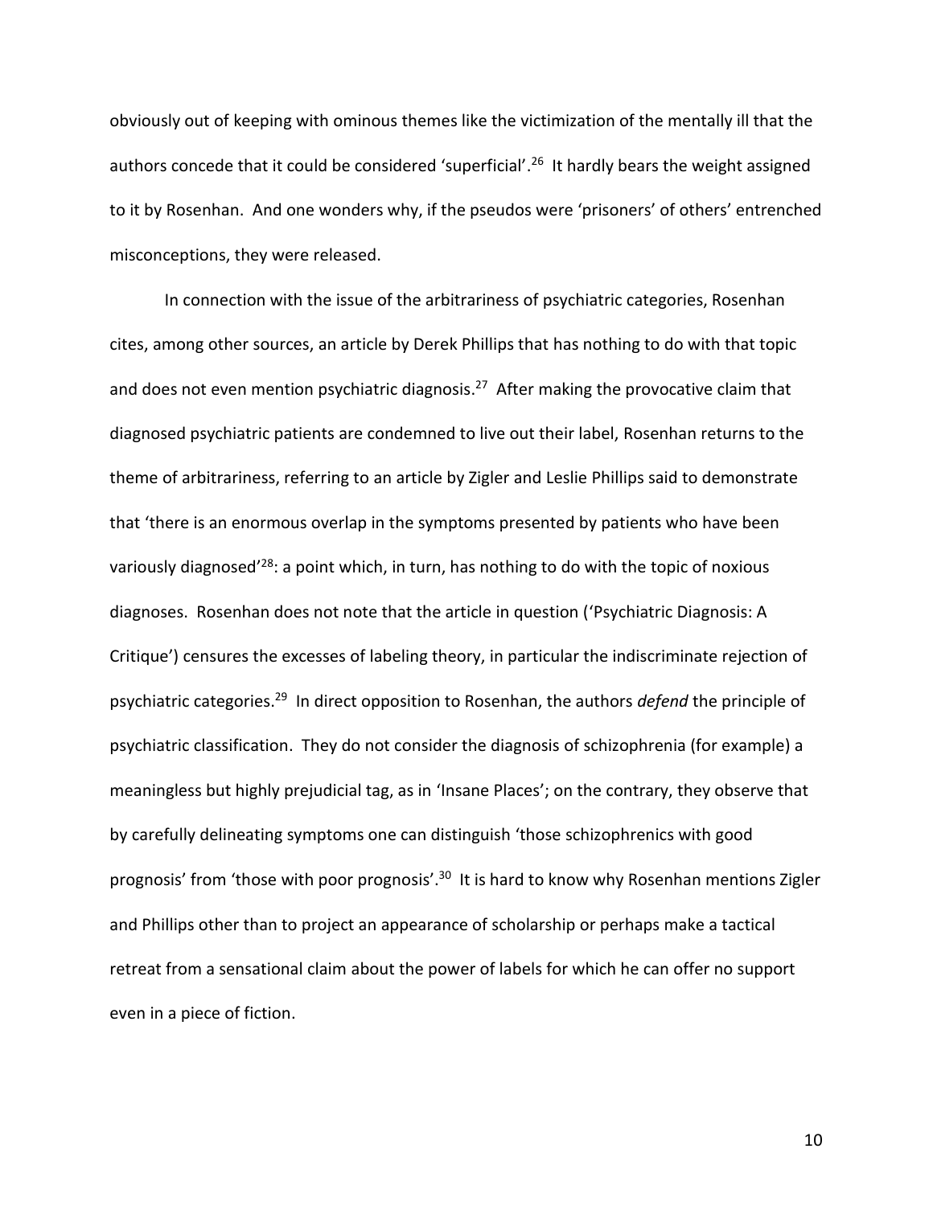obviously out of keeping with ominous themes like the victimization of the mentally ill that the authors concede that it could be considered 'superficial'.[26] It hardly bears the weight assigned to it by Rosenhan. And one wonders why, if the pseudos were 'prisoners' of others' entrenched misconceptions, they were released.

In connection with the issue of the arbitrariness of psychiatric categories, Rosenhan cites, among other sources, an article by Derek Phillips that has nothing to do with that topic and does not even mention psychiatric diagnosis.[27] After making the provocative claim that diagnosed psychiatric patients are condemned to live out their label, Rosenhan returns to the theme of arbitrariness, referring to an article by Zigler and Leslie Phillips said to demonstrate that 'there is an enormous overlap in the symptoms presented by patients who have been variously diagnosed'[28]: a point which, in turn, has nothing to do with the topic of noxious diagnoses. Rosenhan does not note that the article in question ('Psychiatric Diagnosis: A Critique') censures the excesses of labeling theory, in particular the indiscriminate rejection of psychiatric categories.[29] In direct opposition to Rosenhan, the authors *defend* the principle of psychiatric classification. They do not consider the diagnosis of schizophrenia (for example) a meaningless but highly prejudicial tag, as in 'Insane Places'; on the contrary, they observe that by carefully delineating symptoms one can distinguish 'those schizophrenics with good prognosis' from 'those with poor prognosis'.[30] It is hard to know why Rosenhan mentions Zigler and Phillips other than to project an appearance of scholarship or perhaps make a tactical retreat from a sensational claim about the power of labels for which he can offer no support even in a piece of fiction.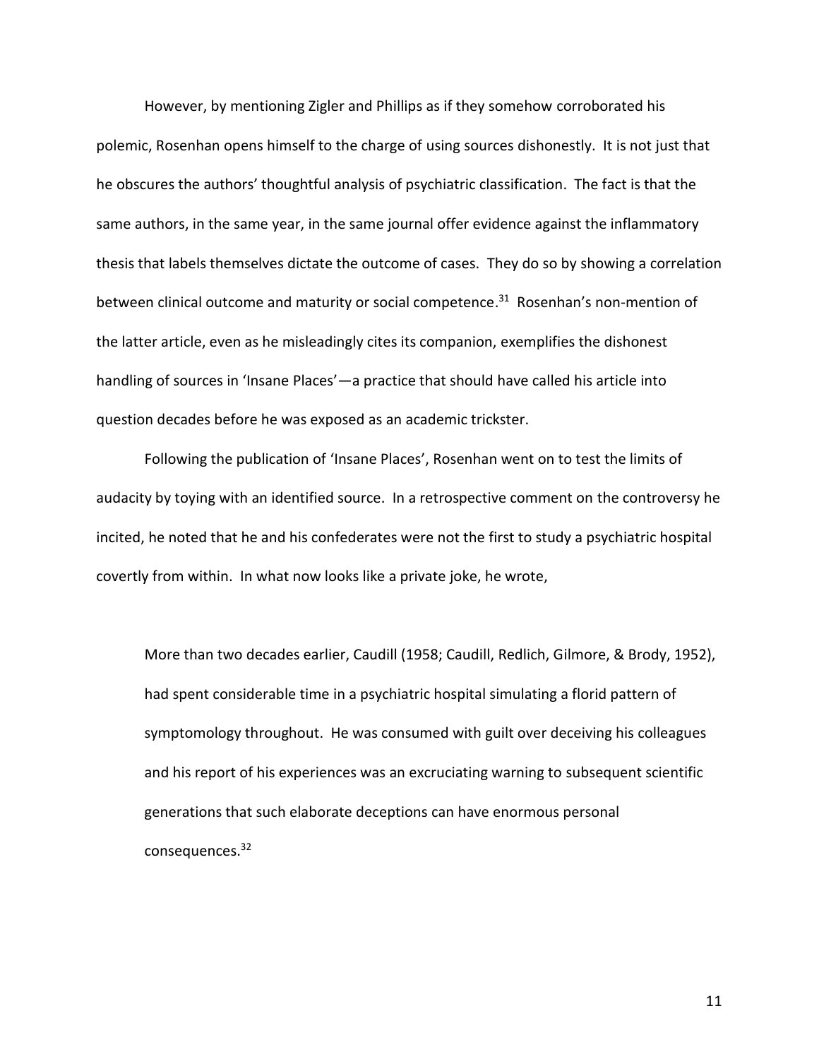However, by mentioning Zigler and Phillips as if they somehow corroborated his polemic, Rosenhan opens himself to the charge of using sources dishonestly. It is not just that he obscures the authors' thoughtful analysis of psychiatric classification. The fact is that the same authors, in the same year, in the same journal offer evidence against the inflammatory thesis that labels themselves dictate the outcome of cases. They do so by showing a correlation between clinical outcome and maturity or social competence.[31] Rosenhan's non-mention of the latter article, even as he misleadingly cites its companion, exemplifies the dishonest handling of sources in 'Insane Places'—a practice that should have called his article into question decades before he was exposed as an academic trickster.

Following the publication of 'Insane Places', Rosenhan went on to test the limits of audacity by toying with an identified source. In a retrospective comment on the controversy he incited, he noted that he and his confederates were not the first to study a psychiatric hospital covertly from within. In what now looks like a private joke, he wrote,

> More than two decades earlier, Caudill (1958; Caudill, Redlich, Gilmore, & Brody, 1952), had spent considerable time in a psychiatric hospital simulating a florid pattern of symptomology throughout. He was consumed with guilt over deceiving his colleagues and his report of his experiences was an excruciating warning to subsequent scientific generations that such elaborate deceptions can have enormous personal consequences.[32]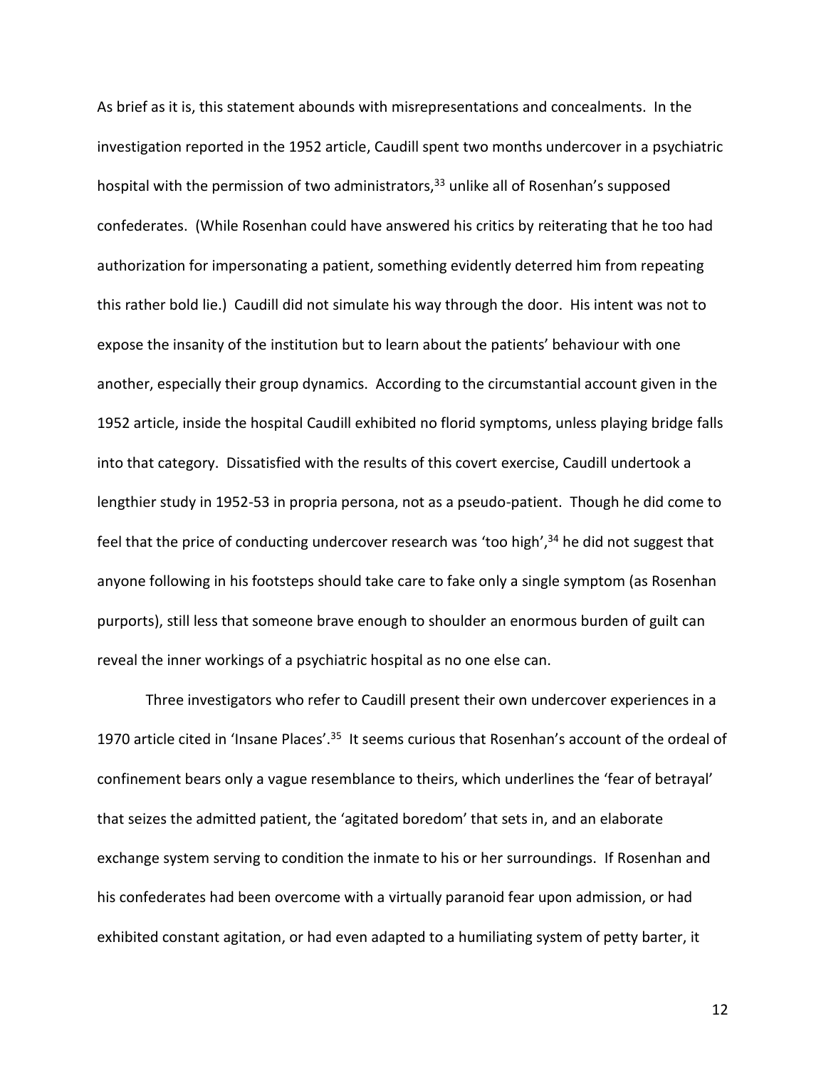As brief as it is, this statement abounds with misrepresentations and concealments. In the investigation reported in the 1952 article, Caudill spent two months undercover in a psychiatric hospital with the permission of two administrators,[33] unlike all of Rosenhan's supposed confederates. (While Rosenhan could have answered his critics by reiterating that he too had authorization for impersonating a patient, something evidently deterred him from repeating this rather bold lie.) Caudill did not simulate his way through the door. His intent was not to expose the insanity of the institution but to learn about the patients' behaviour with one another, especially their group dynamics. According to the circumstantial account given in the 1952 article, inside the hospital Caudill exhibited no florid symptoms, unless playing bridge falls into that category. Dissatisfied with the results of this covert exercise, Caudill undertook a lengthier study in 1952-53 in propria persona, not as a pseudo-patient. Though he did come to feel that the price of conducting undercover research was 'too high',[34] he did not suggest that anyone following in his footsteps should take care to fake only a single symptom (as Rosenhan purports), still less that someone brave enough to shoulder an enormous burden of guilt can reveal the inner workings of a psychiatric hospital as no one else can.

Three investigators who refer to Caudill present their own undercover experiences in a 1970 article cited in 'Insane Places'.[35] It seems curious that Rosenhan's account of the ordeal of confinement bears only a vague resemblance to theirs, which underlines the 'fear of betrayal' that seizes the admitted patient, the 'agitated boredom' that sets in, and an elaborate exchange system serving to condition the inmate to his or her surroundings. If Rosenhan and his confederates had been overcome with a virtually paranoid fear upon admission, or had exhibited constant agitation, or had even adapted to a humiliating system of petty barter, it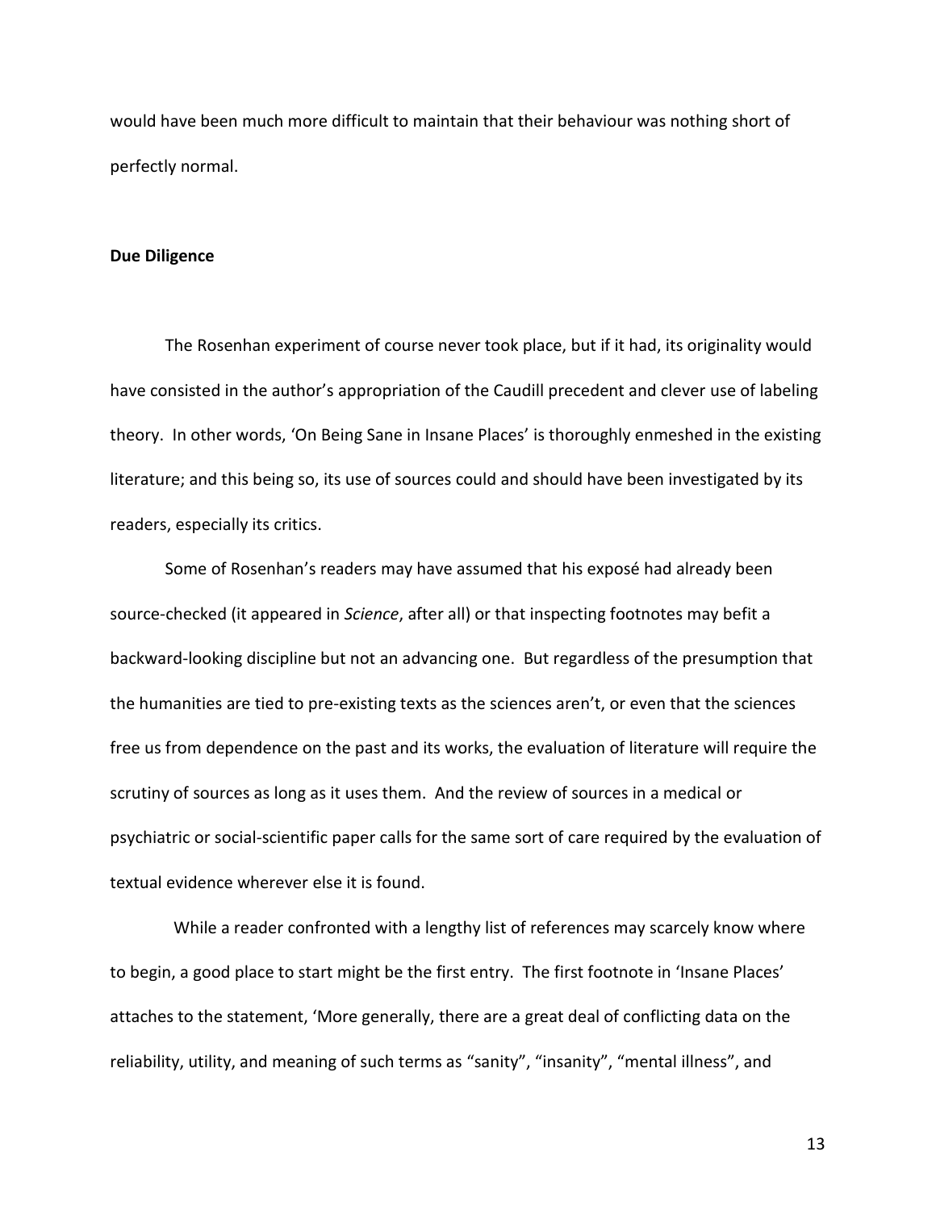would have been much more difficult to maintain that their behaviour was nothing short of perfectly normal.

**Due Diligence**

The Rosenhan experiment of course never took place, but if it had, its originality would have consisted in the author's appropriation of the Caudill precedent and clever use of labeling theory. In other words, 'On Being Sane in Insane Places' is thoroughly enmeshed in the existing literature; and this being so, its use of sources could and should have been investigated by its readers, especially its critics.

Some of Rosenhan's readers may have assumed that his exposé had already been source-checked (it appeared in *Science*, after all) or that inspecting footnotes may befit a backward-looking discipline but not an advancing one. But regardless of the presumption that the humanities are tied to pre-existing texts as the sciences aren't, or even that the sciences free us from dependence on the past and its works, the evaluation of literature will require the scrutiny of sources as long as it uses them. And the review of sources in a medical or psychiatric or social-scientific paper calls for the same sort of care required by the evaluation of textual evidence wherever else it is found.

While a reader confronted with a lengthy list of references may scarcely know where to begin, a good place to start might be the first entry. The first footnote in 'Insane Places' attaches to the statement, 'More generally, there are a great deal of conflicting data on the reliability, utility, and meaning of such terms as "sanity", "insanity", "mental illness", and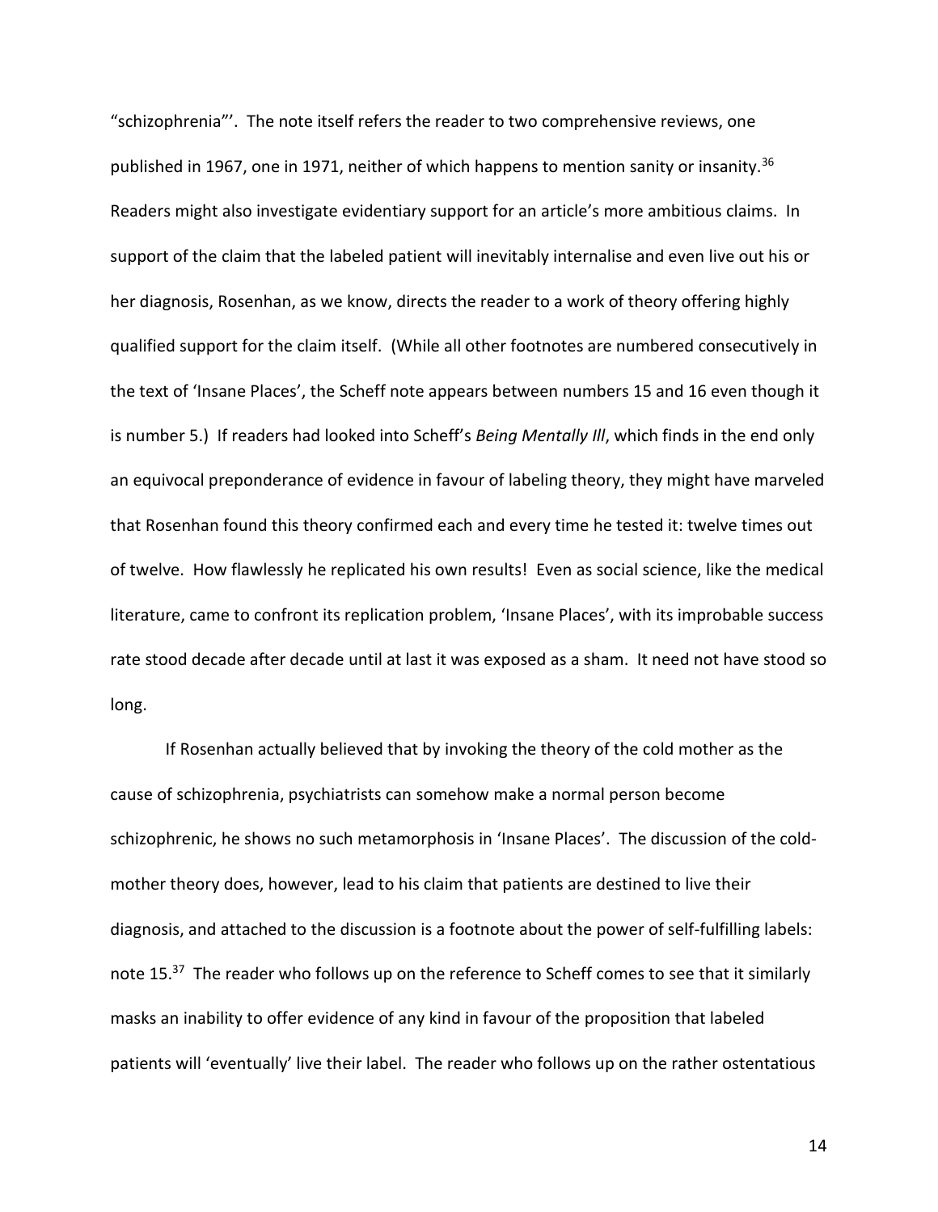"schizophrenia"'. The note itself refers the reader to two comprehensive reviews, one published in 1967, one in 1971, neither of which happens to mention sanity or insanity.[36] Readers might also investigate evidentiary support for an article's more ambitious claims. In support of the claim that the labeled patient will inevitably internalise and even live out his or her diagnosis, Rosenhan, as we know, directs the reader to a work of theory offering highly qualified support for the claim itself. (While all other footnotes are numbered consecutively in the text of 'Insane Places', the Scheff note appears between numbers 15 and 16 even though it is number 5.) If readers had looked into Scheff's *Being Mentally Ill*, which finds in the end only an equivocal preponderance of evidence in favour of labeling theory, they might have marveled that Rosenhan found this theory confirmed each and every time he tested it: twelve times out of twelve. How flawlessly he replicated his own results! Even as social science, like the medical literature, came to confront its replication problem, 'Insane Places', with its improbable success rate stood decade after decade until at last it was exposed as a sham. It need not have stood so long.

If Rosenhan actually believed that by invoking the theory of the cold mother as the cause of schizophrenia, psychiatrists can somehow make a normal person become schizophrenic, he shows no such metamorphosis in 'Insane Places'. The discussion of the cold-mother theory does, however, lead to his claim that patients are destined to live their diagnosis, and attached to the discussion is a footnote about the power of self-fulfilling labels: note 15.[37] The reader who follows up on the reference to Scheff comes to see that it similarly masks an inability to offer evidence of any kind in favour of the proposition that labeled patients will 'eventually' live their label. The reader who follows up on the rather ostentatious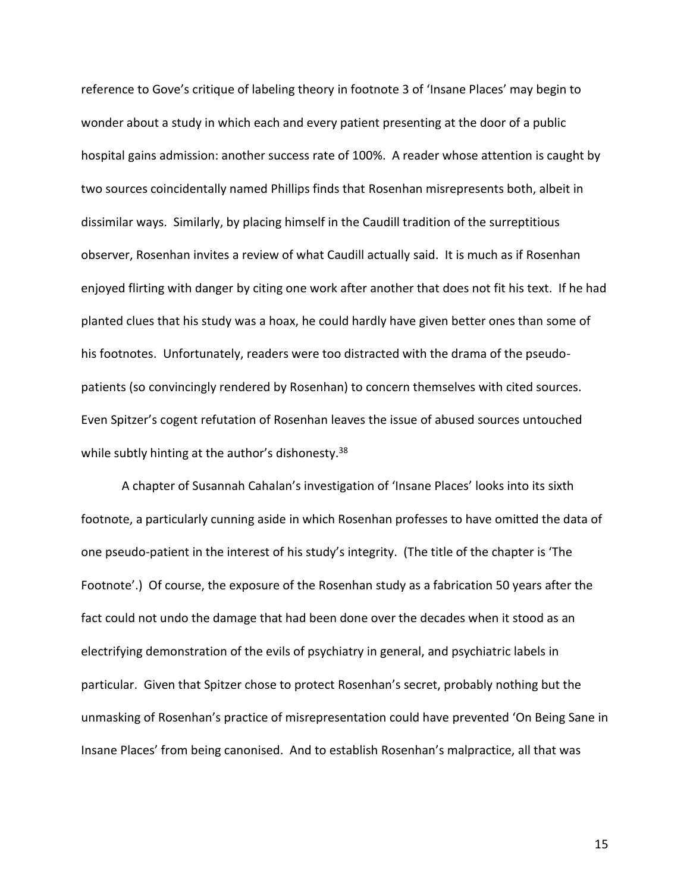reference to Gove's critique of labeling theory in footnote 3 of 'Insane Places' may begin to wonder about a study in which each and every patient presenting at the door of a public hospital gains admission: another success rate of 100%. A reader whose attention is caught by two sources coincidentally named Phillips finds that Rosenhan misrepresents both, albeit in dissimilar ways. Similarly, by placing himself in the Caudill tradition of the surreptitious observer, Rosenhan invites a review of what Caudill actually said. It is much as if Rosenhan enjoyed flirting with danger by citing one work after another that does not fit his text. If he had planted clues that his study was a hoax, he could hardly have given better ones than some of his footnotes. Unfortunately, readers were too distracted with the drama of the pseudo-patients (so convincingly rendered by Rosenhan) to concern themselves with cited sources. Even Spitzer's cogent refutation of Rosenhan leaves the issue of abused sources untouched while subtly hinting at the author's dishonesty.[38]

A chapter of Susannah Cahalan's investigation of 'Insane Places' looks into its sixth footnote, a particularly cunning aside in which Rosenhan professes to have omitted the data of one pseudo-patient in the interest of his study's integrity. (The title of the chapter is 'The Footnote'.) Of course, the exposure of the Rosenhan study as a fabrication 50 years after the fact could not undo the damage that had been done over the decades when it stood as an electrifying demonstration of the evils of psychiatry in general, and psychiatric labels in particular. Given that Spitzer chose to protect Rosenhan's secret, probably nothing but the unmasking of Rosenhan's practice of misrepresentation could have prevented 'On Being Sane in Insane Places' from being canonised. And to establish Rosenhan's malpractice, all that was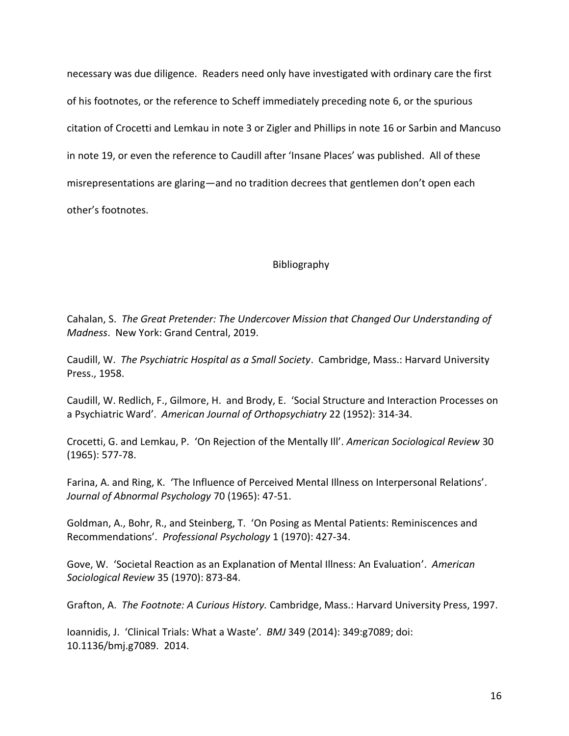necessary was due diligence. Readers need only have investigated with ordinary care the first of his footnotes, or the reference to Scheff immediately preceding note 6, or the spurious citation of Crocetti and Lemkau in note 3 or Zigler and Phillips in note 16 or Sarbin and Mancuso in note 19, or even the reference to Caudill after 'Insane Places' was published. All of these misrepresentations are glaring—and no tradition decrees that gentlemen don't open each other's footnotes.

## Bibliography

Cahalan, S. *The Great Pretender: The Undercover Mission that Changed Our Understanding of Madness*. New York: Grand Central, 2019.

Caudill, W. *The Psychiatric Hospital as a Small Society*. Cambridge, Mass.: Harvard University Press., 1958.

Caudill, W. Redlich, F., Gilmore, H. and Brody, E. 'Social Structure and Interaction Processes on a Psychiatric Ward'. *American Journal of Orthopsychiatry* 22 (1952): 314-34.

Crocetti, G. and Lemkau, P. 'On Rejection of the Mentally Ill'. *American Sociological Review* 30 (1965): 577-78.

Farina, A. and Ring, K. 'The Influence of Perceived Mental Illness on Interpersonal Relations'. *Journal of Abnormal Psychology* 70 (1965): 47-51.

Goldman, A., Bohr, R., and Steinberg, T. 'On Posing as Mental Patients: Reminiscences and Recommendations'. *Professional Psychology* 1 (1970): 427-34.

Gove, W. 'Societal Reaction as an Explanation of Mental Illness: An Evaluation'. *American Sociological Review* 35 (1970): 873-84.

Grafton, A. *The Footnote: A Curious History.* Cambridge, Mass.: Harvard University Press, 1997.

Ioannidis, J. 'Clinical Trials: What a Waste'. *BMJ* 349 (2014): 349:g7089; doi: 10.1136/bmj.g7089. 2014.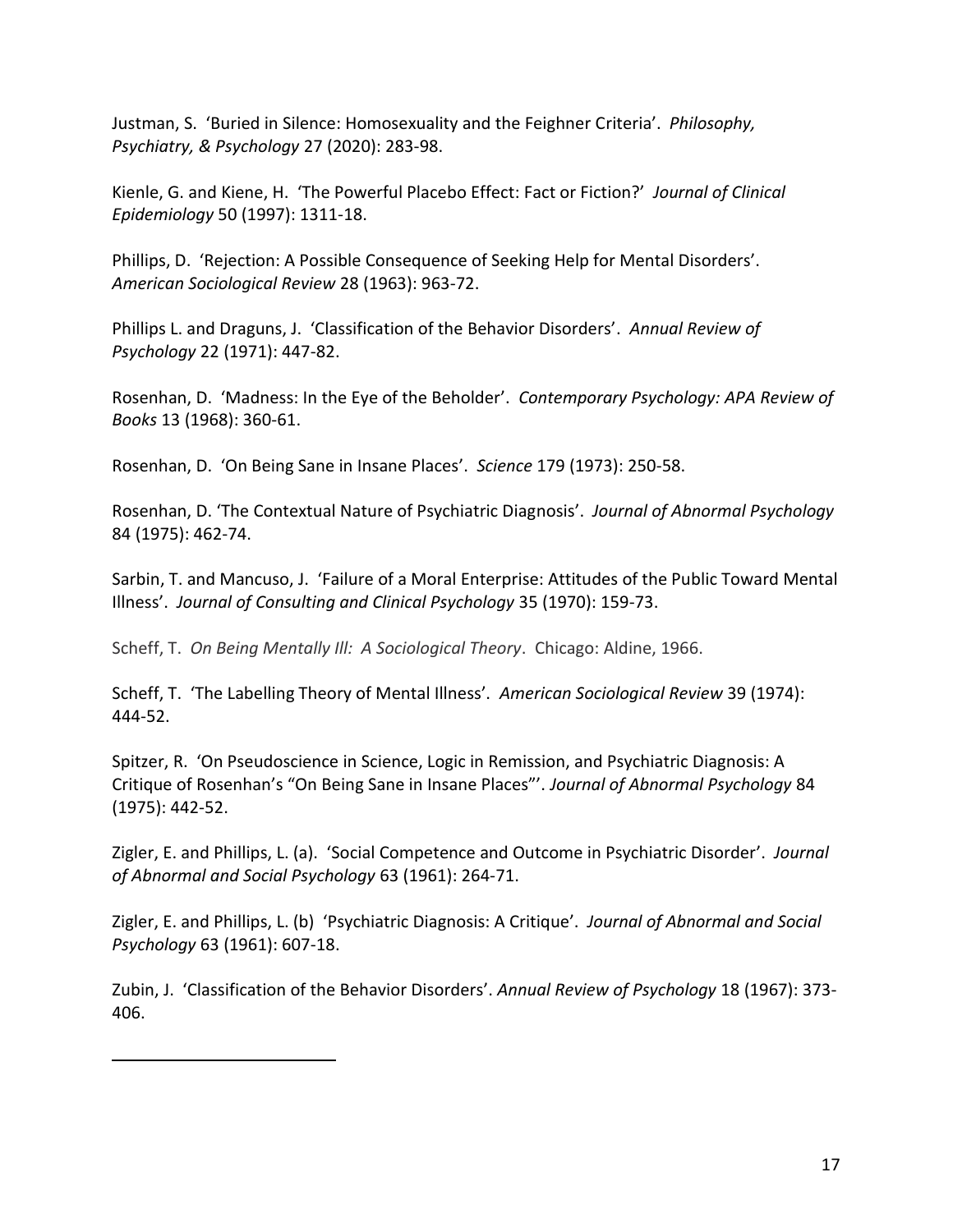Justman, S. 'Buried in Silence: Homosexuality and the Feighner Criteria'. *Philosophy, Psychiatry, & Psychology* 27 (2020): 283-98.

Kienle, G. and Kiene, H. 'The Powerful Placebo Effect: Fact or Fiction?' *Journal of Clinical Epidemiology* 50 (1997): 1311-18.

Phillips, D. 'Rejection: A Possible Consequence of Seeking Help for Mental Disorders'. *American Sociological Review* 28 (1963): 963-72.

Phillips L. and Draguns, J. 'Classification of the Behavior Disorders'. *Annual Review of Psychology* 22 (1971): 447-82.

Rosenhan, D. 'Madness: In the Eye of the Beholder'. *Contemporary Psychology: APA Review of Books* 13 (1968): 360-61.

Rosenhan, D. 'On Being Sane in Insane Places'. *Science* 179 (1973): 250-58.

Rosenhan, D. 'The Contextual Nature of Psychiatric Diagnosis'. *Journal of Abnormal Psychology* 84 (1975): 462-74.

Sarbin, T. and Mancuso, J. 'Failure of a Moral Enterprise: Attitudes of the Public Toward Mental Illness'. *Journal of Consulting and Clinical Psychology* 35 (1970): 159-73.

Scheff, T. *On Being Mentally Ill: A Sociological Theory*. Chicago: Aldine, 1966.

Scheff, T. 'The Labelling Theory of Mental Illness'. *American Sociological Review* 39 (1974): 444-52.

Spitzer, R. 'On Pseudoscience in Science, Logic in Remission, and Psychiatric Diagnosis: A Critique of Rosenhan's "On Being Sane in Insane Places"'. *Journal of Abnormal Psychology* 84 (1975): 442-52.

Zigler, E. and Phillips, L. (a). 'Social Competence and Outcome in Psychiatric Disorder'. *Journal of Abnormal and Social Psychology* 63 (1961): 264-71.

Zigler, E. and Phillips, L. (b) 'Psychiatric Diagnosis: A Critique'. *Journal of Abnormal and Social Psychology* 63 (1961): 607-18.

Zubin, J. 'Classification of the Behavior Disorders'. *Annual Review of Psychology* 18 (1967): 373-406.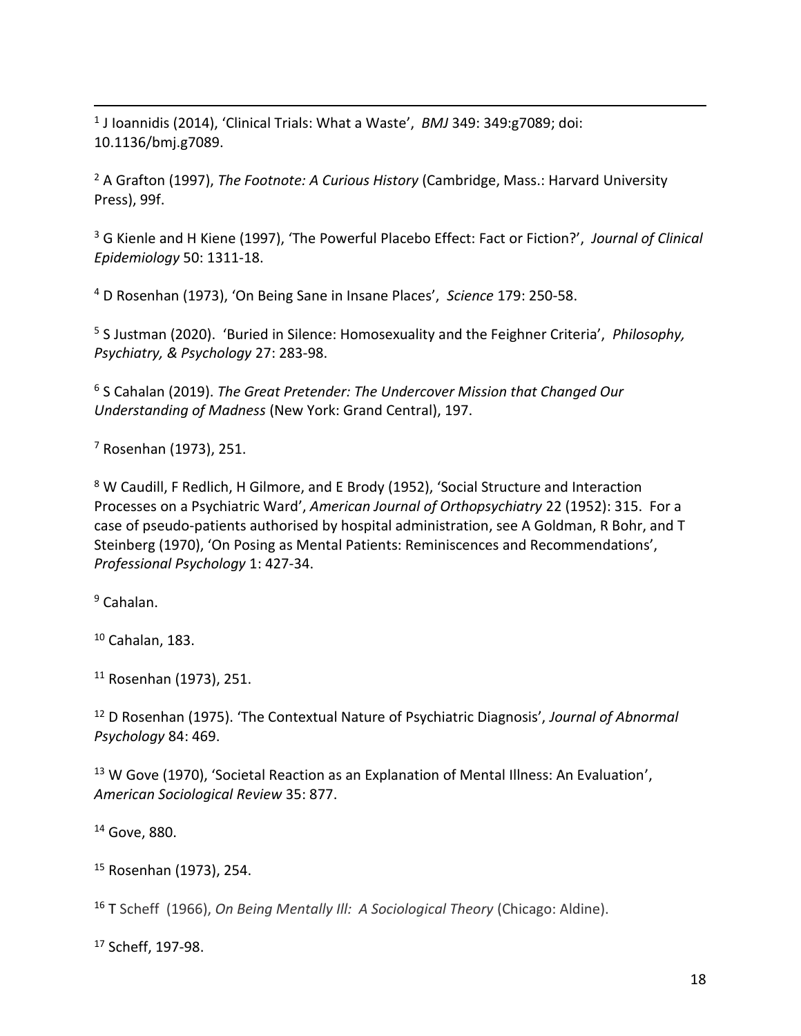[1] J Ioannidis (2014), 'Clinical Trials: What a Waste', *BMJ* 349: 349:g7089; doi: 10.1136/bmj.g7089.

[2] A Grafton (1997), *The Footnote: A Curious History* (Cambridge, Mass.: Harvard University Press), 99f.

[3] G Kienle and H Kiene (1997), 'The Powerful Placebo Effect: Fact or Fiction?', *Journal of Clinical Epidemiology* 50: 1311-18.

[4] D Rosenhan (1973), 'On Being Sane in Insane Places', *Science* 179: 250-58.

[5] S Justman (2020). 'Buried in Silence: Homosexuality and the Feighner Criteria', *Philosophy, Psychiatry, & Psychology* 27: 283-98.

[6] S Cahalan (2019). *The Great Pretender: The Undercover Mission that Changed Our Understanding of Madness* (New York: Grand Central), 197.

[7] Rosenhan (1973), 251.

[8] W Caudill, F Redlich, H Gilmore, and E Brody (1952), 'Social Structure and Interaction Processes on a Psychiatric Ward', *American Journal of Orthopsychiatry* 22 (1952): 315. For a case of pseudo-patients authorised by hospital administration, see A Goldman, R Bohr, and T Steinberg (1970), 'On Posing as Mental Patients: Reminiscences and Recommendations', *Professional Psychology* 1: 427-34.

[9] Cahalan.

[10] Cahalan, 183.

[11] Rosenhan (1973), 251.

[12] D Rosenhan (1975). 'The Contextual Nature of Psychiatric Diagnosis', *Journal of Abnormal Psychology* 84: 469.

[13] W Gove (1970), 'Societal Reaction as an Explanation of Mental Illness: An Evaluation', *American Sociological Review* 35: 877.

[14] Gove, 880.

[15] Rosenhan (1973), 254.

[16] T Scheff (1966), *On Being Mentally Ill: A Sociological Theory* (Chicago: Aldine).

[17] Scheff, 197-98.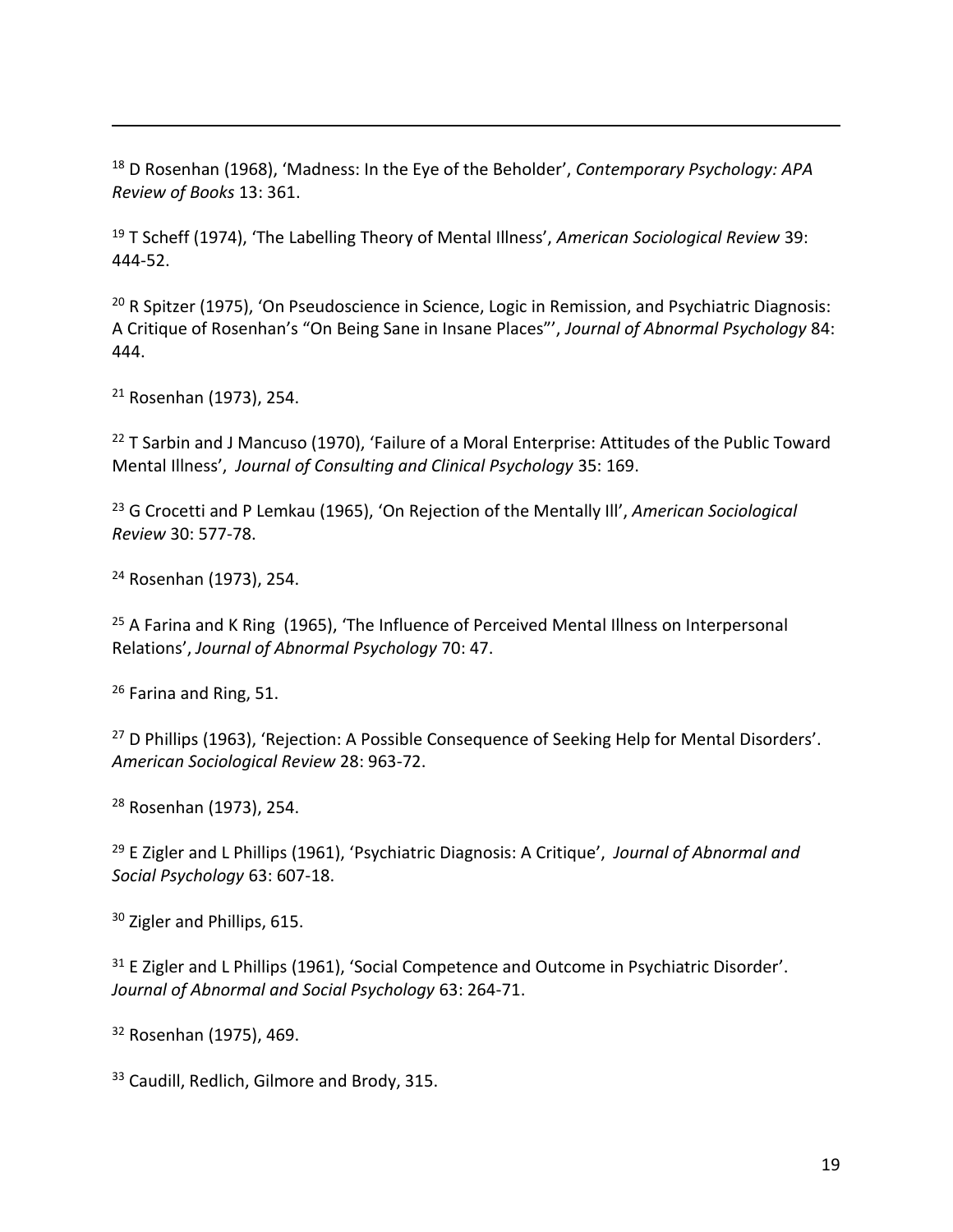[18] D Rosenhan (1968), 'Madness: In the Eye of the Beholder', *Contemporary Psychology: APA Review of Books* 13: 361.

[19] T Scheff (1974), 'The Labelling Theory of Mental Illness', *American Sociological Review* 39: 444-52.

[20] R Spitzer (1975), 'On Pseudoscience in Science, Logic in Remission, and Psychiatric Diagnosis: A Critique of Rosenhan's "On Being Sane in Insane Places"', *Journal of Abnormal Psychology* 84: 444.

[21] Rosenhan (1973), 254.

[22] T Sarbin and J Mancuso (1970), 'Failure of a Moral Enterprise: Attitudes of the Public Toward Mental Illness', *Journal of Consulting and Clinical Psychology* 35: 169.

[23] G Crocetti and P Lemkau (1965), 'On Rejection of the Mentally Ill', *American Sociological Review* 30: 577-78.

[24] Rosenhan (1973), 254.

[25] A Farina and K Ring (1965), 'The Influence of Perceived Mental Illness on Interpersonal Relations', *Journal of Abnormal Psychology* 70: 47.

[26] Farina and Ring, 51.

[27] D Phillips (1963), 'Rejection: A Possible Consequence of Seeking Help for Mental Disorders'. *American Sociological Review* 28: 963-72.

[28] Rosenhan (1973), 254.

[29] E Zigler and L Phillips (1961), 'Psychiatric Diagnosis: A Critique', *Journal of Abnormal and Social Psychology* 63: 607-18.

[30] Zigler and Phillips, 615.

[31] E Zigler and L Phillips (1961), 'Social Competence and Outcome in Psychiatric Disorder'. *Journal of Abnormal and Social Psychology* 63: 264-71.

[32] Rosenhan (1975), 469.

[33] Caudill, Redlich, Gilmore and Brody, 315.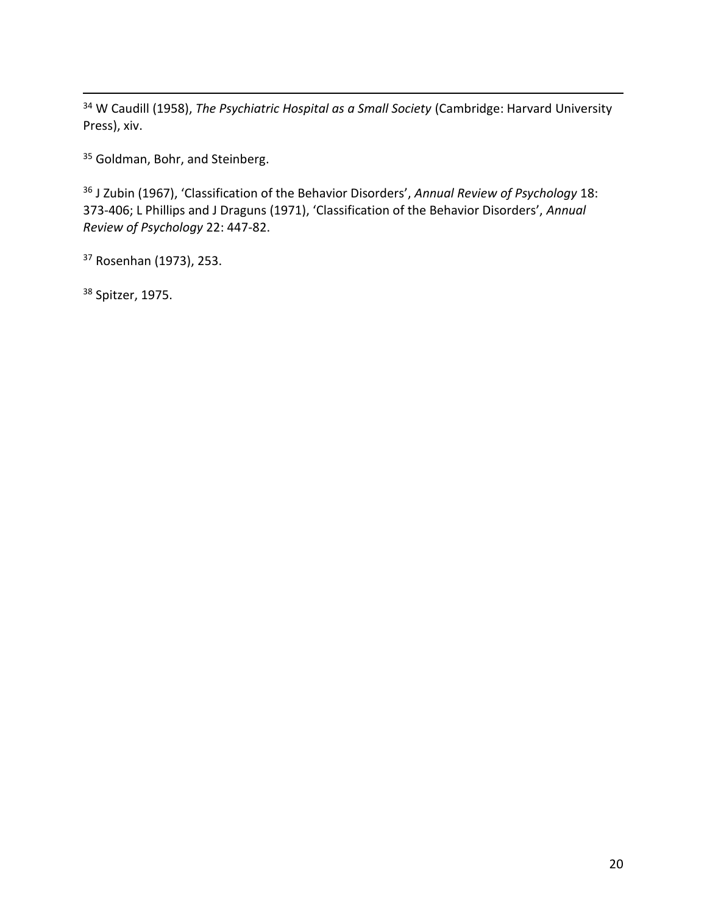[34] W Caudill (1958), *The Psychiatric Hospital as a Small Society* (Cambridge: Harvard University Press), xiv.

[35] Goldman, Bohr, and Steinberg.

[36] J Zubin (1967), 'Classification of the Behavior Disorders', *Annual Review of Psychology* 18: 373-406; L Phillips and J Draguns (1971), 'Classification of the Behavior Disorders', *Annual Review of Psychology* 22: 447-82.

[37] Rosenhan (1973), 253.

[38] Spitzer, 1975.